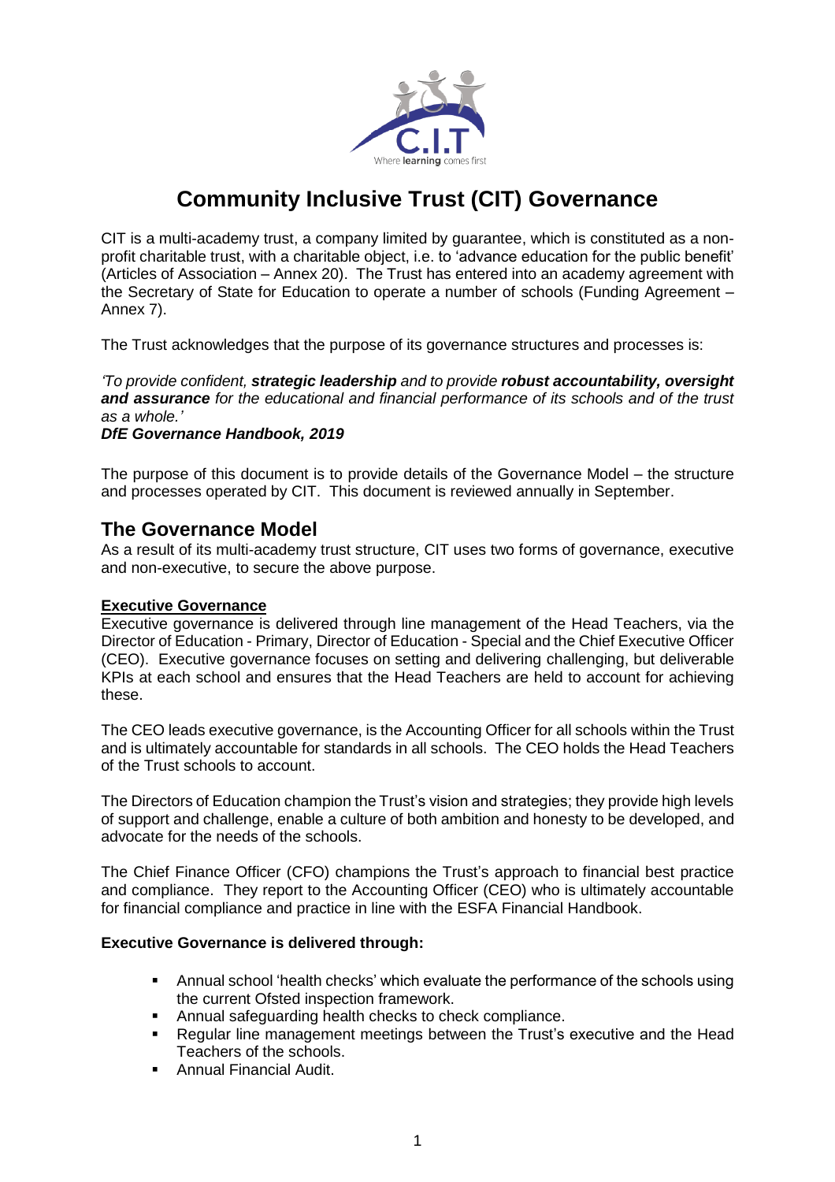# Community Inclusive Trust (CIT) Governance

CIT is a multi-academy trust, a company limited by guarantee, which is constituted as a non-profit charitable trust, with a charitable object, i.e. to 'advance education for the public benefit' (Articles of Association – Annex 20). The Trust has entered into an academy agreement with the Secretary of State for Education to operate a number of schools (Funding Agreement – Annex 7).

The Trust acknowledges that the purpose of its governance structures and processes is:

*'To provide confident, **strategic leadership** and to provide **robust accountability, oversight and assurance** for the educational and financial performance of its schools and of the trust as a whole.'*
***DfE Governance Handbook, 2019***

The purpose of this document is to provide details of the Governance Model – the structure and processes operated by CIT. This document is reviewed annually in September.

## The Governance Model

As a result of its multi-academy trust structure, CIT uses two forms of governance, executive and non-executive, to secure the above purpose.

### Executive Governance

Executive governance is delivered through line management of the Head Teachers, via the Director of Education - Primary, Director of Education - Special and the Chief Executive Officer (CEO). Executive governance focuses on setting and delivering challenging, but deliverable KPIs at each school and ensures that the Head Teachers are held to account for achieving these.

The CEO leads executive governance, is the Accounting Officer for all schools within the Trust and is ultimately accountable for standards in all schools. The CEO holds the Head Teachers of the Trust schools to account.

The Directors of Education champion the Trust's vision and strategies; they provide high levels of support and challenge, enable a culture of both ambition and honesty to be developed, and advocate for the needs of the schools.

The Chief Finance Officer (CFO) champions the Trust's approach to financial best practice and compliance. They report to the Accounting Officer (CEO) who is ultimately accountable for financial compliance and practice in line with the ESFA Financial Handbook.

**Executive Governance is delivered through:**

- Annual school 'health checks' which evaluate the performance of the schools using the current Ofsted inspection framework.
- Annual safeguarding health checks to check compliance.
- Regular line management meetings between the Trust's executive and the Head Teachers of the schools.
- Annual Financial Audit.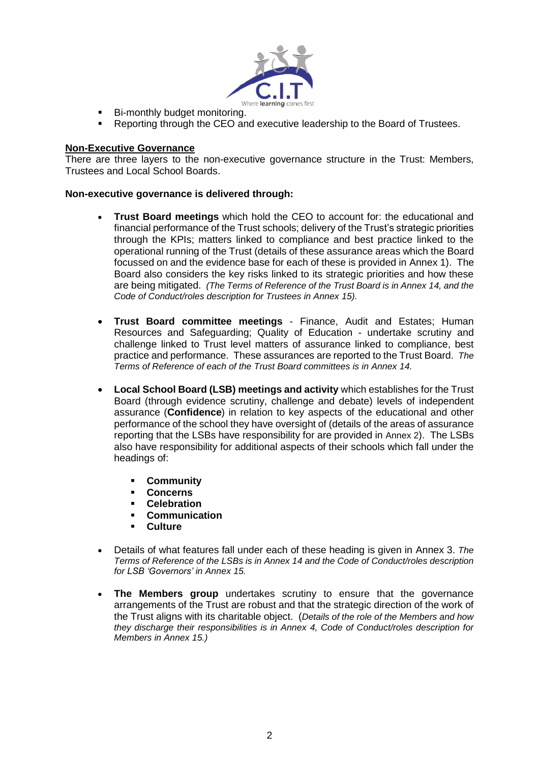- Bi-monthly budget monitoring.
- Reporting through the CEO and executive leadership to the Board of Trustees.

**Non-Executive Governance**

There are three layers to the non-executive governance structure in the Trust: Members, Trustees and Local School Boards.

**Non-executive governance is delivered through:**

- **Trust Board meetings** which hold the CEO to account for: the educational and financial performance of the Trust schools; delivery of the Trust's strategic priorities through the KPIs; matters linked to compliance and best practice linked to the operational running of the Trust (details of these assurance areas which the Board focussed on and the evidence base for each of these is provided in Annex 1). The Board also considers the key risks linked to its strategic priorities and how these are being mitigated. *(The Terms of Reference of the Trust Board is in Annex 14, and the Code of Conduct/roles description for Trustees in Annex 15).*

- **Trust Board committee meetings** - Finance, Audit and Estates; Human Resources and Safeguarding; Quality of Education - undertake scrutiny and challenge linked to Trust level matters of assurance linked to compliance, best practice and performance. These assurances are reported to the Trust Board. *The Terms of Reference of each of the Trust Board committees is in Annex 14.*

- **Local School Board (LSB) meetings and activity** which establishes for the Trust Board (through evidence scrutiny, challenge and debate) levels of independent assurance (**Confidence**) in relation to key aspects of the educational and other performance of the school they have oversight of (details of the areas of assurance reporting that the LSBs have responsibility for are provided in Annex 2). The LSBs also have responsibility for additional aspects of their schools which fall under the headings of:
  - **Community**
  - **Concerns**
  - **Celebration**
  - **Communication**
  - **Culture**

- Details of what features fall under each of these heading is given in Annex 3. *The Terms of Reference of the LSBs is in Annex 14 and the Code of Conduct/roles description for LSB 'Governors' in Annex 15.*

- **The Members group** undertakes scrutiny to ensure that the governance arrangements of the Trust are robust and that the strategic direction of the work of the Trust aligns with its charitable object. (*Details of the role of the Members and how they discharge their responsibilities is in Annex 4, Code of Conduct/roles description for Members in Annex 15.)*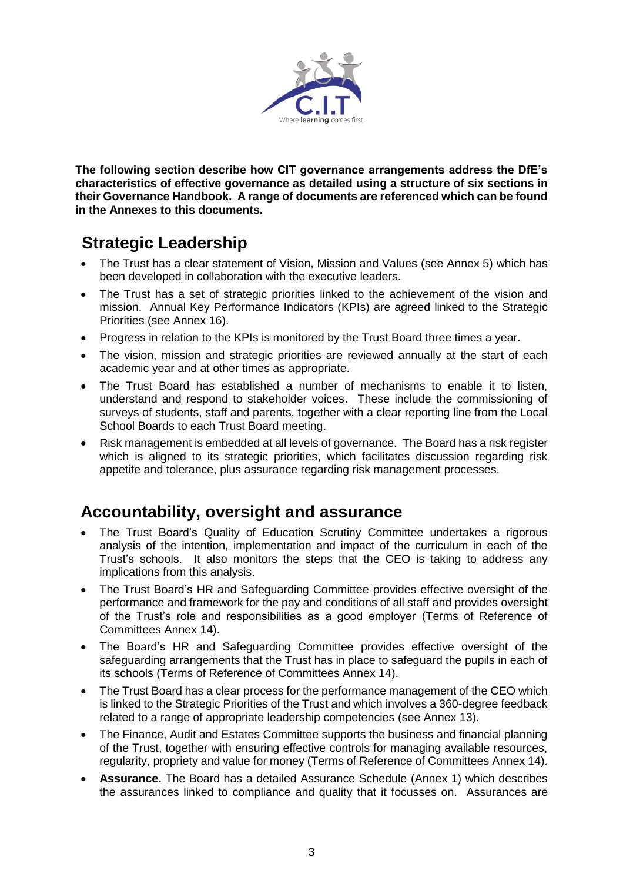**The following section describe how CIT governance arrangements address the DfE's characteristics of effective governance as detailed using a structure of six sections in their Governance Handbook. A range of documents are referenced which can be found in the Annexes to this documents.**

## Strategic Leadership

- The Trust has a clear statement of Vision, Mission and Values (see Annex 5) which has been developed in collaboration with the executive leaders.
- The Trust has a set of strategic priorities linked to the achievement of the vision and mission. Annual Key Performance Indicators (KPIs) are agreed linked to the Strategic Priorities (see Annex 16).
- Progress in relation to the KPIs is monitored by the Trust Board three times a year.
- The vision, mission and strategic priorities are reviewed annually at the start of each academic year and at other times as appropriate.
- The Trust Board has established a number of mechanisms to enable it to listen, understand and respond to stakeholder voices. These include the commissioning of surveys of students, staff and parents, together with a clear reporting line from the Local School Boards to each Trust Board meeting.
- Risk management is embedded at all levels of governance. The Board has a risk register which is aligned to its strategic priorities, which facilitates discussion regarding risk appetite and tolerance, plus assurance regarding risk management processes.

## Accountability, oversight and assurance

- The Trust Board's Quality of Education Scrutiny Committee undertakes a rigorous analysis of the intention, implementation and impact of the curriculum in each of the Trust's schools. It also monitors the steps that the CEO is taking to address any implications from this analysis.
- The Trust Board's HR and Safeguarding Committee provides effective oversight of the performance and framework for the pay and conditions of all staff and provides oversight of the Trust's role and responsibilities as a good employer (Terms of Reference of Committees Annex 14).
- The Board's HR and Safeguarding Committee provides effective oversight of the safeguarding arrangements that the Trust has in place to safeguard the pupils in each of its schools (Terms of Reference of Committees Annex 14).
- The Trust Board has a clear process for the performance management of the CEO which is linked to the Strategic Priorities of the Trust and which involves a 360-degree feedback related to a range of appropriate leadership competencies (see Annex 13).
- The Finance, Audit and Estates Committee supports the business and financial planning of the Trust, together with ensuring effective controls for managing available resources, regularity, propriety and value for money (Terms of Reference of Committees Annex 14).
- **Assurance.** The Board has a detailed Assurance Schedule (Annex 1) which describes the assurances linked to compliance and quality that it focusses on. Assurances are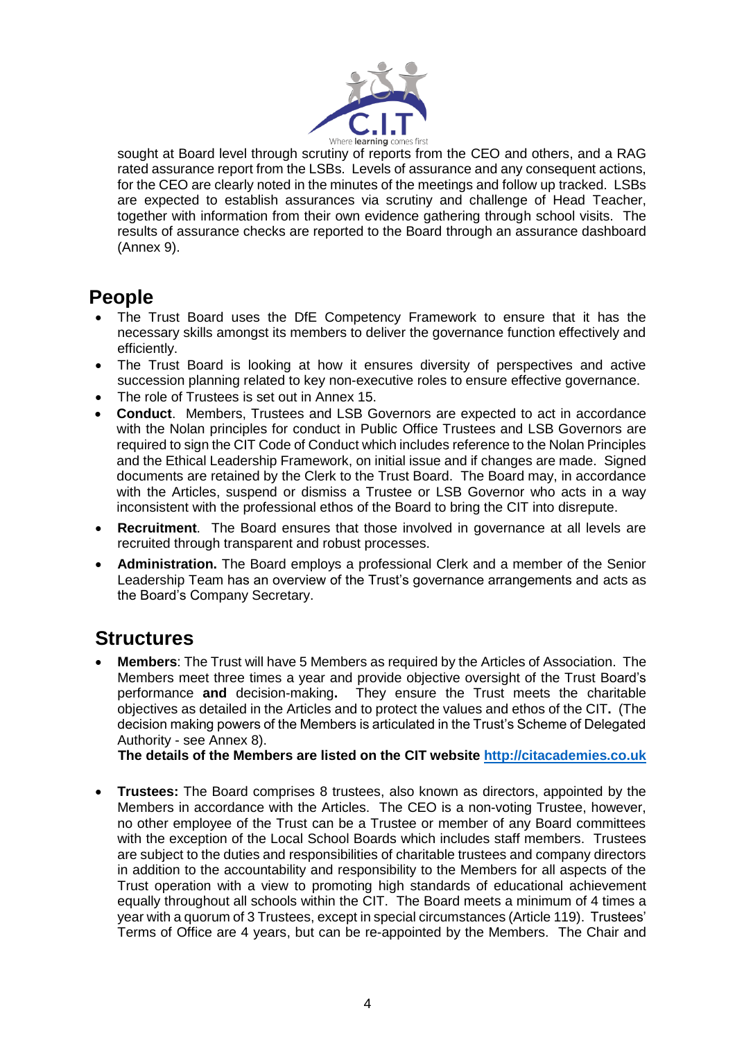sought at Board level through scrutiny of reports from the CEO and others, and a RAG rated assurance report from the LSBs. Levels of assurance and any consequent actions, for the CEO are clearly noted in the minutes of the meetings and follow up tracked. LSBs are expected to establish assurances via scrutiny and challenge of Head Teacher, together with information from their own evidence gathering through school visits. The results of assurance checks are reported to the Board through an assurance dashboard (Annex 9).

## People

- The Trust Board uses the DfE Competency Framework to ensure that it has the necessary skills amongst its members to deliver the governance function effectively and efficiently.
- The Trust Board is looking at how it ensures diversity of perspectives and active succession planning related to key non-executive roles to ensure effective governance.
- The role of Trustees is set out in Annex 15.
- **Conduct**. Members, Trustees and LSB Governors are expected to act in accordance with the Nolan principles for conduct in Public Office Trustees and LSB Governors are required to sign the CIT Code of Conduct which includes reference to the Nolan Principles and the Ethical Leadership Framework, on initial issue and if changes are made. Signed documents are retained by the Clerk to the Trust Board. The Board may, in accordance with the Articles, suspend or dismiss a Trustee or LSB Governor who acts in a way inconsistent with the professional ethos of the Board to bring the CIT into disrepute.
- **Recruitment**. The Board ensures that those involved in governance at all levels are recruited through transparent and robust processes.
- **Administration.** The Board employs a professional Clerk and a member of the Senior Leadership Team has an overview of the Trust's governance arrangements and acts as the Board's Company Secretary.

## Structures

- **Members**: The Trust will have 5 Members as required by the Articles of Association. The Members meet three times a year and provide objective oversight of the Trust Board's performance **and** decision-making**.** They ensure the Trust meets the charitable objectives as detailed in the Articles and to protect the values and ethos of the CIT**.** (The decision making powers of the Members is articulated in the Trust's Scheme of Delegated Authority - see Annex 8).

  **The details of the Members are listed on the CIT website [http://citacademies.co.uk](http://citacademies.co.uk)**

- **Trustees:** The Board comprises 8 trustees, also known as directors, appointed by the Members in accordance with the Articles. The CEO is a non-voting Trustee, however, no other employee of the Trust can be a Trustee or member of any Board committees with the exception of the Local School Boards which includes staff members. Trustees are subject to the duties and responsibilities of charitable trustees and company directors in addition to the accountability and responsibility to the Members for all aspects of the Trust operation with a view to promoting high standards of educational achievement equally throughout all schools within the CIT. The Board meets a minimum of 4 times a year with a quorum of 3 Trustees, except in special circumstances (Article 119). Trustees' Terms of Office are 4 years, but can be re-appointed by the Members. The Chair and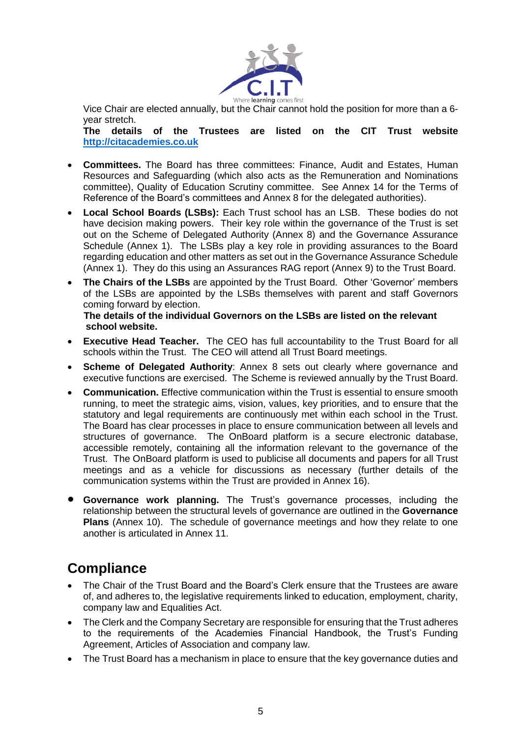Vice Chair are elected annually, but the Chair cannot hold the position for more than a 6-year stretch.

**The details of the Trustees are listed on the CIT Trust website [http://citacademies.co.uk](http://citacademies.co.uk)**

- **Committees.** The Board has three committees: Finance, Audit and Estates, Human Resources and Safeguarding (which also acts as the Remuneration and Nominations committee), Quality of Education Scrutiny committee. See Annex 14 for the Terms of Reference of the Board's committees and Annex 8 for the delegated authorities).
- **Local School Boards (LSBs):** Each Trust school has an LSB. These bodies do not have decision making powers. Their key role within the governance of the Trust is set out on the Scheme of Delegated Authority (Annex 8) and the Governance Assurance Schedule (Annex 1). The LSBs play a key role in providing assurances to the Board regarding education and other matters as set out in the Governance Assurance Schedule (Annex 1). They do this using an Assurances RAG report (Annex 9) to the Trust Board.
- **The Chairs of the LSBs** are appointed by the Trust Board. Other 'Governor' members of the LSBs are appointed by the LSBs themselves with parent and staff Governors coming forward by election.

  **The details of the individual Governors on the LSBs are listed on the relevant school website.**
- **Executive Head Teacher.** The CEO has full accountability to the Trust Board for all schools within the Trust. The CEO will attend all Trust Board meetings.
- **Scheme of Delegated Authority**: Annex 8 sets out clearly where governance and executive functions are exercised. The Scheme is reviewed annually by the Trust Board.
- **Communication.** Effective communication within the Trust is essential to ensure smooth running, to meet the strategic aims, vision, values, key priorities, and to ensure that the statutory and legal requirements are continuously met within each school in the Trust. The Board has clear processes in place to ensure communication between all levels and structures of governance. The OnBoard platform is a secure electronic database, accessible remotely, containing all the information relevant to the governance of the Trust. The OnBoard platform is used to publicise all documents and papers for all Trust meetings and as a vehicle for discussions as necessary (further details of the communication systems within the Trust are provided in Annex 16).
- **Governance work planning.** The Trust's governance processes, including the relationship between the structural levels of governance are outlined in the **Governance Plans** (Annex 10). The schedule of governance meetings and how they relate to one another is articulated in Annex 11.

## Compliance

- The Chair of the Trust Board and the Board's Clerk ensure that the Trustees are aware of, and adheres to, the legislative requirements linked to education, employment, charity, company law and Equalities Act.
- The Clerk and the Company Secretary are responsible for ensuring that the Trust adheres to the requirements of the Academies Financial Handbook, the Trust's Funding Agreement, Articles of Association and company law.
- The Trust Board has a mechanism in place to ensure that the key governance duties and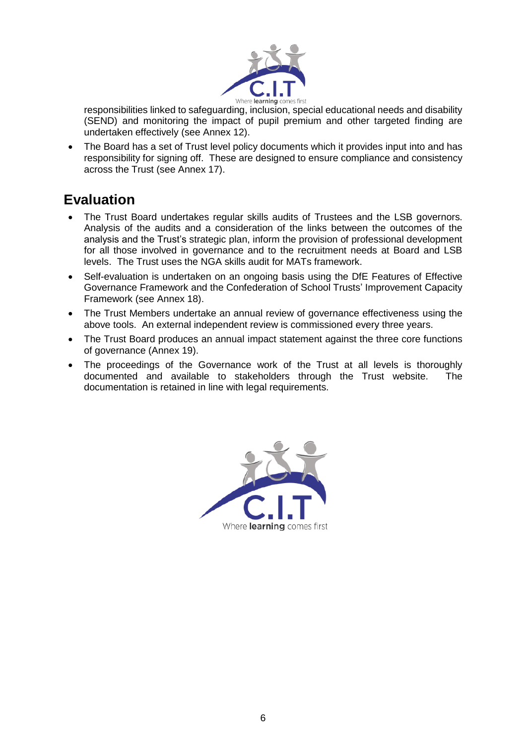responsibilities linked to safeguarding, inclusion, special educational needs and disability (SEND) and monitoring the impact of pupil premium and other targeted finding are undertaken effectively (see Annex 12).

- The Board has a set of Trust level policy documents which it provides input into and has responsibility for signing off. These are designed to ensure compliance and consistency across the Trust (see Annex 17).

## Evaluation

- The Trust Board undertakes regular skills audits of Trustees and the LSB governors. Analysis of the audits and a consideration of the links between the outcomes of the analysis and the Trust's strategic plan, inform the provision of professional development for all those involved in governance and to the recruitment needs at Board and LSB levels. The Trust uses the NGA skills audit for MATs framework.
- Self-evaluation is undertaken on an ongoing basis using the DfE Features of Effective Governance Framework and the Confederation of School Trusts' Improvement Capacity Framework (see Annex 18).
- The Trust Members undertake an annual review of governance effectiveness using the above tools. An external independent review is commissioned every three years.
- The Trust Board produces an annual impact statement against the three core functions of governance (Annex 19).
- The proceedings of the Governance work of the Trust at all levels is thoroughly documented and available to stakeholders through the Trust website. The documentation is retained in line with legal requirements.